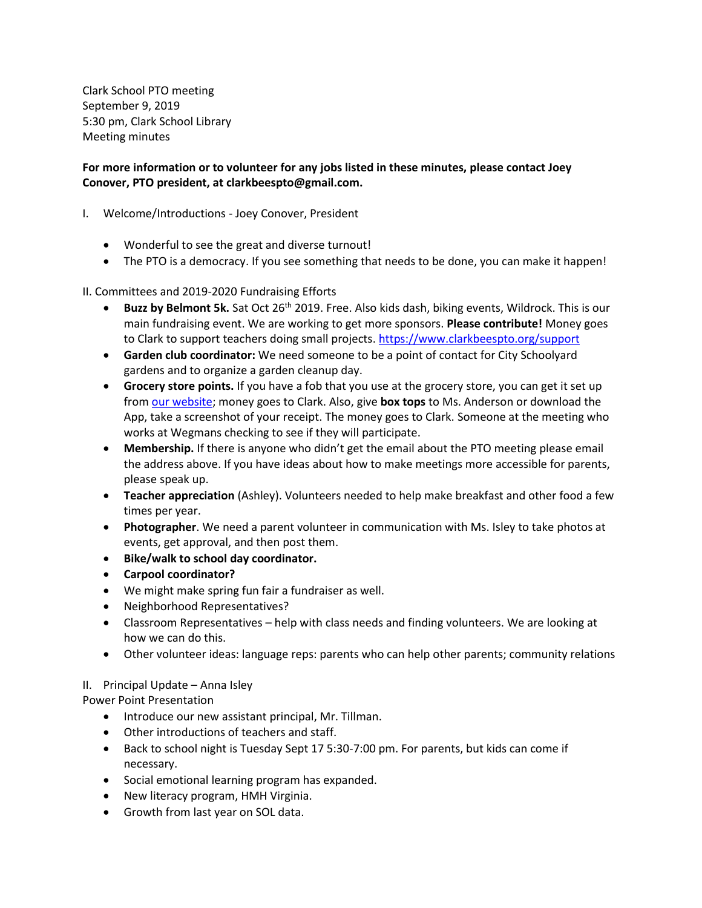Clark School PTO meeting
September 9, 2019
5:30 pm, Clark School Library
Meeting minutes

**For more information or to volunteer for any jobs listed in these minutes, please contact Joey Conover, PTO president, at clarkbeespto@gmail.com.**

I. Welcome/Introductions - Joey Conover, President

- Wonderful to see the great and diverse turnout!
- The PTO is a democracy. If you see something that needs to be done, you can make it happen!

II. Committees and 2019-2020 Fundraising Efforts

- **Buzz by Belmont 5k.** Sat Oct 26th 2019. Free. Also kids dash, biking events, Wildrock. This is our main fundraising event. We are working to get more sponsors. **Please contribute!** Money goes to Clark to support teachers doing small projects. https://www.clarkbeespto.org/support
- **Garden club coordinator:** We need someone to be a point of contact for City Schoolyard gardens and to organize a garden cleanup day.
- **Grocery store points.** If you have a fob that you use at the grocery store, you can get it set up from our website; money goes to Clark. Also, give **box tops** to Ms. Anderson or download the App, take a screenshot of your receipt. The money goes to Clark. Someone at the meeting who works at Wegmans checking to see if they will participate.
- **Membership.** If there is anyone who didn't get the email about the PTO meeting please email the address above. If you have ideas about how to make meetings more accessible for parents, please speak up.
- **Teacher appreciation** (Ashley). Volunteers needed to help make breakfast and other food a few times per year.
- **Photographer**. We need a parent volunteer in communication with Ms. Isley to take photos at events, get approval, and then post them.
- **Bike/walk to school day coordinator.**
- **Carpool coordinator?**
- We might make spring fun fair a fundraiser as well.
- Neighborhood Representatives?
- Classroom Representatives – help with class needs and finding volunteers. We are looking at how we can do this.
- Other volunteer ideas: language reps: parents who can help other parents; community relations

II. Principal Update – Anna Isley
Power Point Presentation

- Introduce our new assistant principal, Mr. Tillman.
- Other introductions of teachers and staff.
- Back to school night is Tuesday Sept 17 5:30-7:00 pm. For parents, but kids can come if necessary.
- Social emotional learning program has expanded.
- New literacy program, HMH Virginia.
- Growth from last year on SOL data.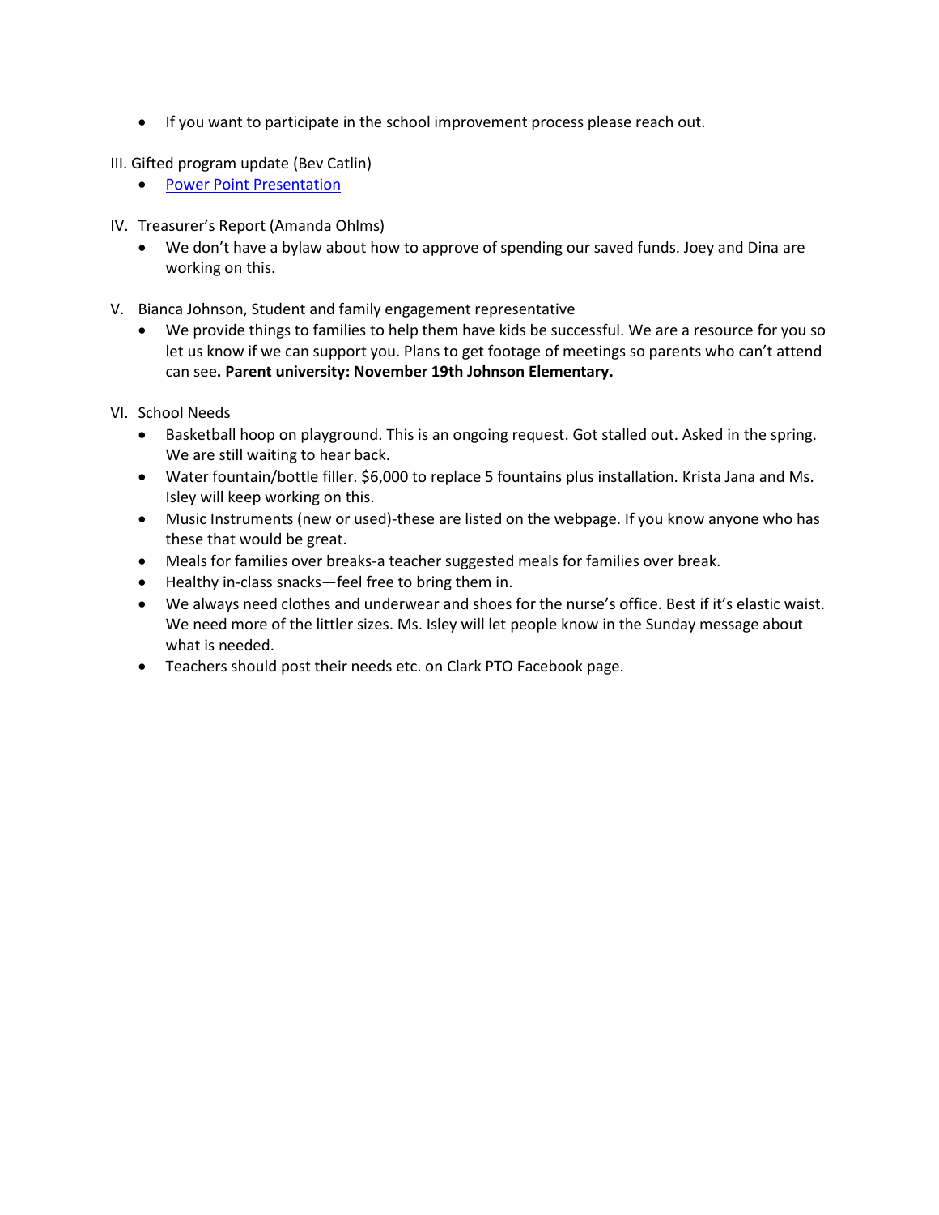- If you want to participate in the school improvement process please reach out.

III. Gifted program update (Bev Catlin)

- Power Point Presentation

IV. Treasurer's Report (Amanda Ohlms)

- We don't have a bylaw about how to approve of spending our saved funds. Joey and Dina are working on this.

V. Bianca Johnson, Student and family engagement representative

- We provide things to families to help them have kids be successful. We are a resource for you so let us know if we can support you. Plans to get footage of meetings so parents who can't attend can see**. Parent university: November 19th Johnson Elementary.**

VI. School Needs

- Basketball hoop on playground. This is an ongoing request. Got stalled out. Asked in the spring. We are still waiting to hear back.
- Water fountain/bottle filler. $6,000 to replace 5 fountains plus installation. Krista Jana and Ms. Isley will keep working on this.
- Music Instruments (new or used)-these are listed on the webpage. If you know anyone who has these that would be great.
- Meals for families over breaks-a teacher suggested meals for families over break.
- Healthy in-class snacks—feel free to bring them in.
- We always need clothes and underwear and shoes for the nurse's office. Best if it's elastic waist. We need more of the littler sizes. Ms. Isley will let people know in the Sunday message about what is needed.
- Teachers should post their needs etc. on Clark PTO Facebook page.